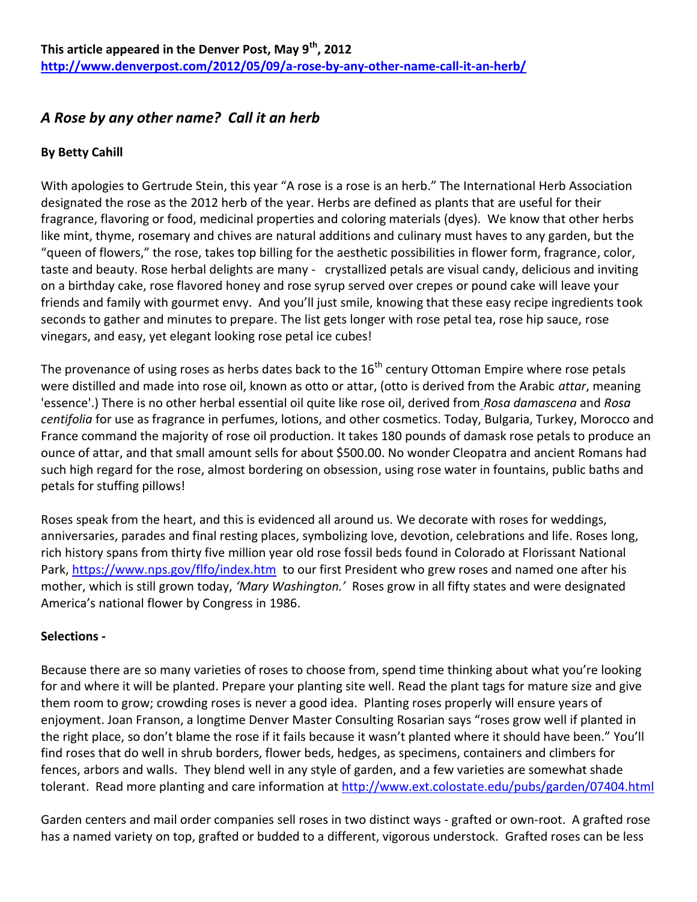**This article appeared in the Denver Post, May 9th, 2012**
**http://www.denverpost.com/2012/05/09/a-rose-by-any-other-name-call-it-an-herb/**

## *A Rose by any other name? Call it an herb*

**By Betty Cahill**

With apologies to Gertrude Stein, this year "A rose is a rose is an herb." The International Herb Association designated the rose as the 2012 herb of the year. Herbs are defined as plants that are useful for their fragrance, flavoring or food, medicinal properties and coloring materials (dyes). We know that other herbs like mint, thyme, rosemary and chives are natural additions and culinary must haves to any garden, but the "queen of flowers," the rose, takes top billing for the aesthetic possibilities in flower form, fragrance, color, taste and beauty. Rose herbal delights are many - crystallized petals are visual candy, delicious and inviting on a birthday cake, rose flavored honey and rose syrup served over crepes or pound cake will leave your friends and family with gourmet envy. And you'll just smile, knowing that these easy recipe ingredients took seconds to gather and minutes to prepare. The list gets longer with rose petal tea, rose hip sauce, rose vinegars, and easy, yet elegant looking rose petal ice cubes!

The provenance of using roses as herbs dates back to the 16th century Ottoman Empire where rose petals were distilled and made into rose oil, known as otto or attar, (otto is derived from the Arabic *attar*, meaning 'essence'.) There is no other herbal essential oil quite like rose oil, derived from *Rosa damascena* and *Rosa centifolia* for use as fragrance in perfumes, lotions, and other cosmetics. Today, Bulgaria, Turkey, Morocco and France command the majority of rose oil production. It takes 180 pounds of damask rose petals to produce an ounce of attar, and that small amount sells for about $500.00. No wonder Cleopatra and ancient Romans had such high regard for the rose, almost bordering on obsession, using rose water in fountains, public baths and petals for stuffing pillows!

Roses speak from the heart, and this is evidenced all around us. We decorate with roses for weddings, anniversaries, parades and final resting places, symbolizing love, devotion, celebrations and life. Roses long, rich history spans from thirty five million year old rose fossil beds found in Colorado at Florissant National Park, https://www.nps.gov/flfo/index.htm to our first President who grew roses and named one after his mother, which is still grown today, *'Mary Washington.'* Roses grow in all fifty states and were designated America's national flower by Congress in 1986.

**Selections -**

Because there are so many varieties of roses to choose from, spend time thinking about what you're looking for and where it will be planted. Prepare your planting site well. Read the plant tags for mature size and give them room to grow; crowding roses is never a good idea. Planting roses properly will ensure years of enjoyment. Joan Franson, a longtime Denver Master Consulting Rosarian says "roses grow well if planted in the right place, so don't blame the rose if it fails because it wasn't planted where it should have been." You'll find roses that do well in shrub borders, flower beds, hedges, as specimens, containers and climbers for fences, arbors and walls. They blend well in any style of garden, and a few varieties are somewhat shade tolerant. Read more planting and care information at http://www.ext.colostate.edu/pubs/garden/07404.html

Garden centers and mail order companies sell roses in two distinct ways - grafted or own-root. A grafted rose has a named variety on top, grafted or budded to a different, vigorous understock. Grafted roses can be less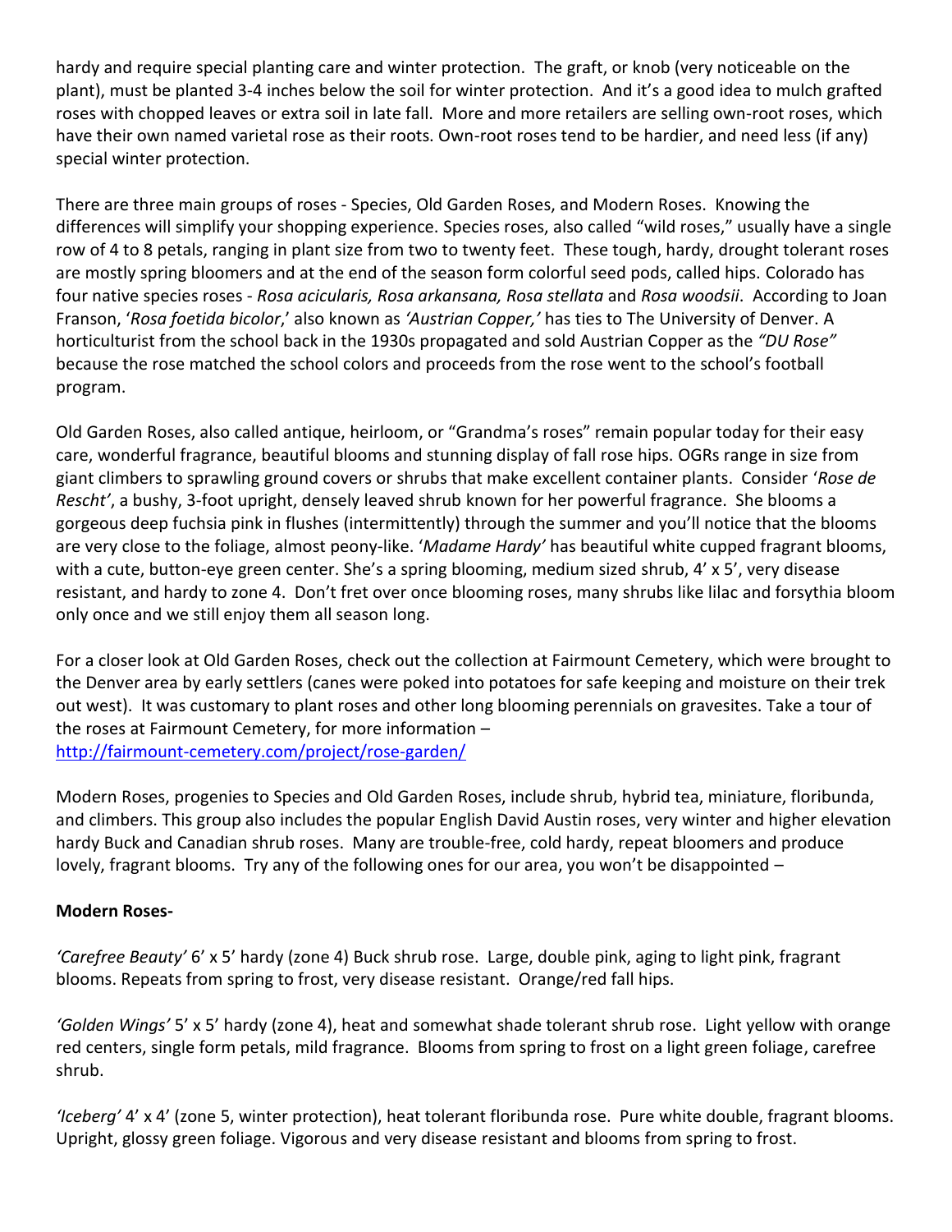hardy and require special planting care and winter protection. The graft, or knob (very noticeable on the plant), must be planted 3-4 inches below the soil for winter protection. And it's a good idea to mulch grafted roses with chopped leaves or extra soil in late fall. More and more retailers are selling own-root roses, which have their own named varietal rose as their roots. Own-root roses tend to be hardier, and need less (if any) special winter protection.

There are three main groups of roses - Species, Old Garden Roses, and Modern Roses. Knowing the differences will simplify your shopping experience. Species roses, also called "wild roses," usually have a single row of 4 to 8 petals, ranging in plant size from two to twenty feet. These tough, hardy, drought tolerant roses are mostly spring bloomers and at the end of the season form colorful seed pods, called hips. Colorado has four native species roses - *Rosa acicularis, Rosa arkansana, Rosa stellata* and *Rosa woodsii*. According to Joan Franson, '*Rosa foetida bicolor*,' also known as *'Austrian Copper,'* has ties to The University of Denver. A horticulturist from the school back in the 1930s propagated and sold Austrian Copper as the *"DU Rose"* because the rose matched the school colors and proceeds from the rose went to the school's football program.

Old Garden Roses, also called antique, heirloom, or "Grandma's roses" remain popular today for their easy care, wonderful fragrance, beautiful blooms and stunning display of fall rose hips. OGRs range in size from giant climbers to sprawling ground covers or shrubs that make excellent container plants. Consider '*Rose de Rescht'*, a bushy, 3-foot upright, densely leaved shrub known for her powerful fragrance. She blooms a gorgeous deep fuchsia pink in flushes (intermittently) through the summer and you'll notice that the blooms are very close to the foliage, almost peony-like. '*Madame Hardy'* has beautiful white cupped fragrant blooms, with a cute, button-eye green center. She's a spring blooming, medium sized shrub, 4' x 5', very disease resistant, and hardy to zone 4. Don't fret over once blooming roses, many shrubs like lilac and forsythia bloom only once and we still enjoy them all season long.

For a closer look at Old Garden Roses, check out the collection at Fairmount Cemetery, which were brought to the Denver area by early settlers (canes were poked into potatoes for safe keeping and moisture on their trek out west). It was customary to plant roses and other long blooming perennials on gravesites. Take a tour of the roses at Fairmount Cemetery, for more information – http://fairmount-cemetery.com/project/rose-garden/

Modern Roses, progenies to Species and Old Garden Roses, include shrub, hybrid tea, miniature, floribunda, and climbers. This group also includes the popular English David Austin roses, very winter and higher elevation hardy Buck and Canadian shrub roses. Many are trouble-free, cold hardy, repeat bloomers and produce lovely, fragrant blooms. Try any of the following ones for our area, you won't be disappointed –

**Modern Roses-**

*'Carefree Beauty'* 6' x 5' hardy (zone 4) Buck shrub rose. Large, double pink, aging to light pink, fragrant blooms. Repeats from spring to frost, very disease resistant. Orange/red fall hips.

*'Golden Wings'* 5' x 5' hardy (zone 4), heat and somewhat shade tolerant shrub rose. Light yellow with orange red centers, single form petals, mild fragrance. Blooms from spring to frost on a light green foliage, carefree shrub.

*'Iceberg'* 4' x 4' (zone 5, winter protection), heat tolerant floribunda rose. Pure white double, fragrant blooms. Upright, glossy green foliage. Vigorous and very disease resistant and blooms from spring to frost.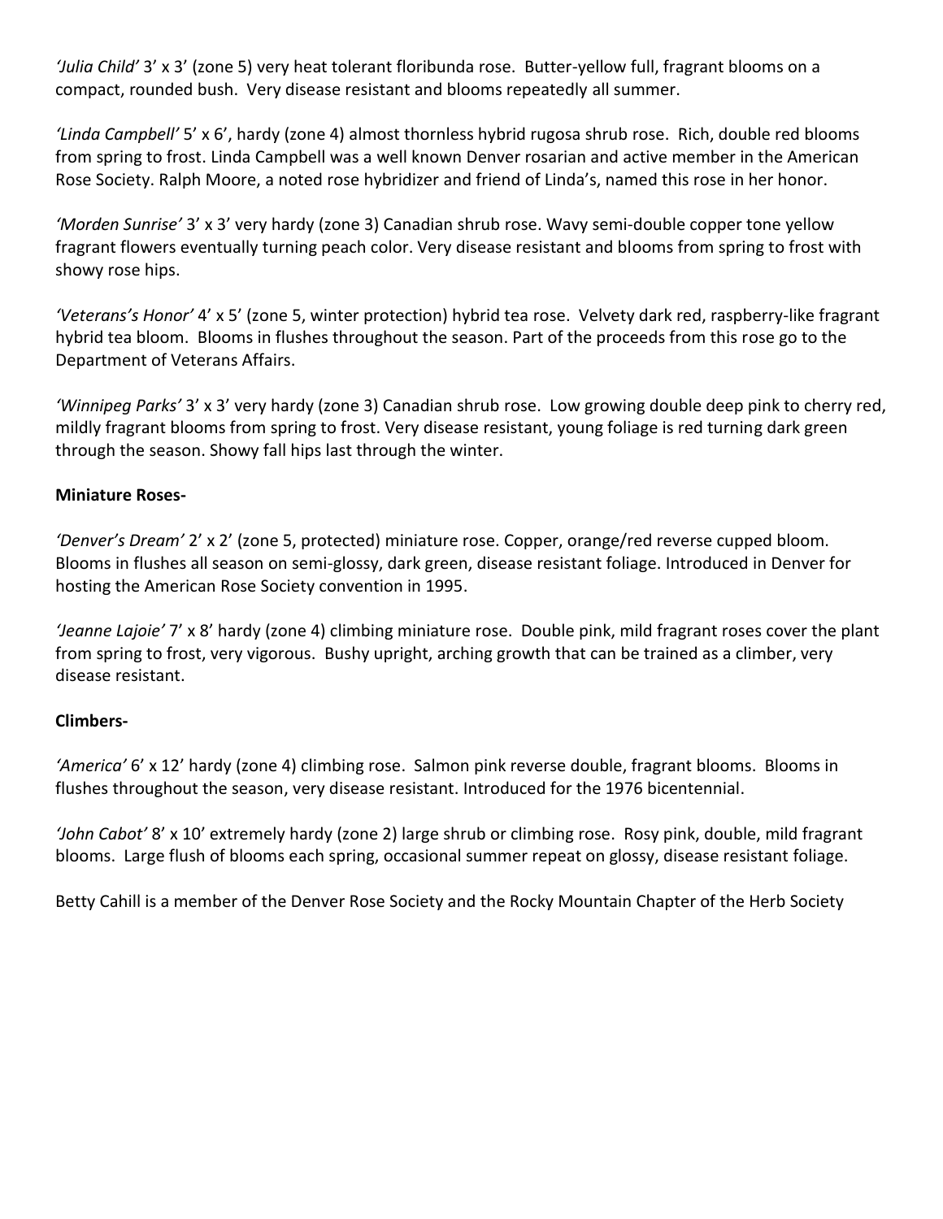*'Julia Child'* 3' x 3' (zone 5) very heat tolerant floribunda rose. Butter-yellow full, fragrant blooms on a compact, rounded bush. Very disease resistant and blooms repeatedly all summer.

*'Linda Campbell'* 5' x 6', hardy (zone 4) almost thornless hybrid rugosa shrub rose. Rich, double red blooms from spring to frost. Linda Campbell was a well known Denver rosarian and active member in the American Rose Society. Ralph Moore, a noted rose hybridizer and friend of Linda's, named this rose in her honor.

*'Morden Sunrise'* 3' x 3' very hardy (zone 3) Canadian shrub rose. Wavy semi-double copper tone yellow fragrant flowers eventually turning peach color. Very disease resistant and blooms from spring to frost with showy rose hips.

*'Veterans's Honor'* 4' x 5' (zone 5, winter protection) hybrid tea rose. Velvety dark red, raspberry-like fragrant hybrid tea bloom. Blooms in flushes throughout the season. Part of the proceeds from this rose go to the Department of Veterans Affairs.

*'Winnipeg Parks'* 3' x 3' very hardy (zone 3) Canadian shrub rose. Low growing double deep pink to cherry red, mildly fragrant blooms from spring to frost. Very disease resistant, young foliage is red turning dark green through the season. Showy fall hips last through the winter.

**Miniature Roses-**

*'Denver's Dream'* 2' x 2' (zone 5, protected) miniature rose. Copper, orange/red reverse cupped bloom. Blooms in flushes all season on semi-glossy, dark green, disease resistant foliage. Introduced in Denver for hosting the American Rose Society convention in 1995.

*'Jeanne Lajoie'* 7' x 8' hardy (zone 4) climbing miniature rose. Double pink, mild fragrant roses cover the plant from spring to frost, very vigorous. Bushy upright, arching growth that can be trained as a climber, very disease resistant.

**Climbers-**

*'America'* 6' x 12' hardy (zone 4) climbing rose. Salmon pink reverse double, fragrant blooms. Blooms in flushes throughout the season, very disease resistant. Introduced for the 1976 bicentennial.

*'John Cabot'* 8' x 10' extremely hardy (zone 2) large shrub or climbing rose. Rosy pink, double, mild fragrant blooms. Large flush of blooms each spring, occasional summer repeat on glossy, disease resistant foliage.

Betty Cahill is a member of the Denver Rose Society and the Rocky Mountain Chapter of the Herb Society